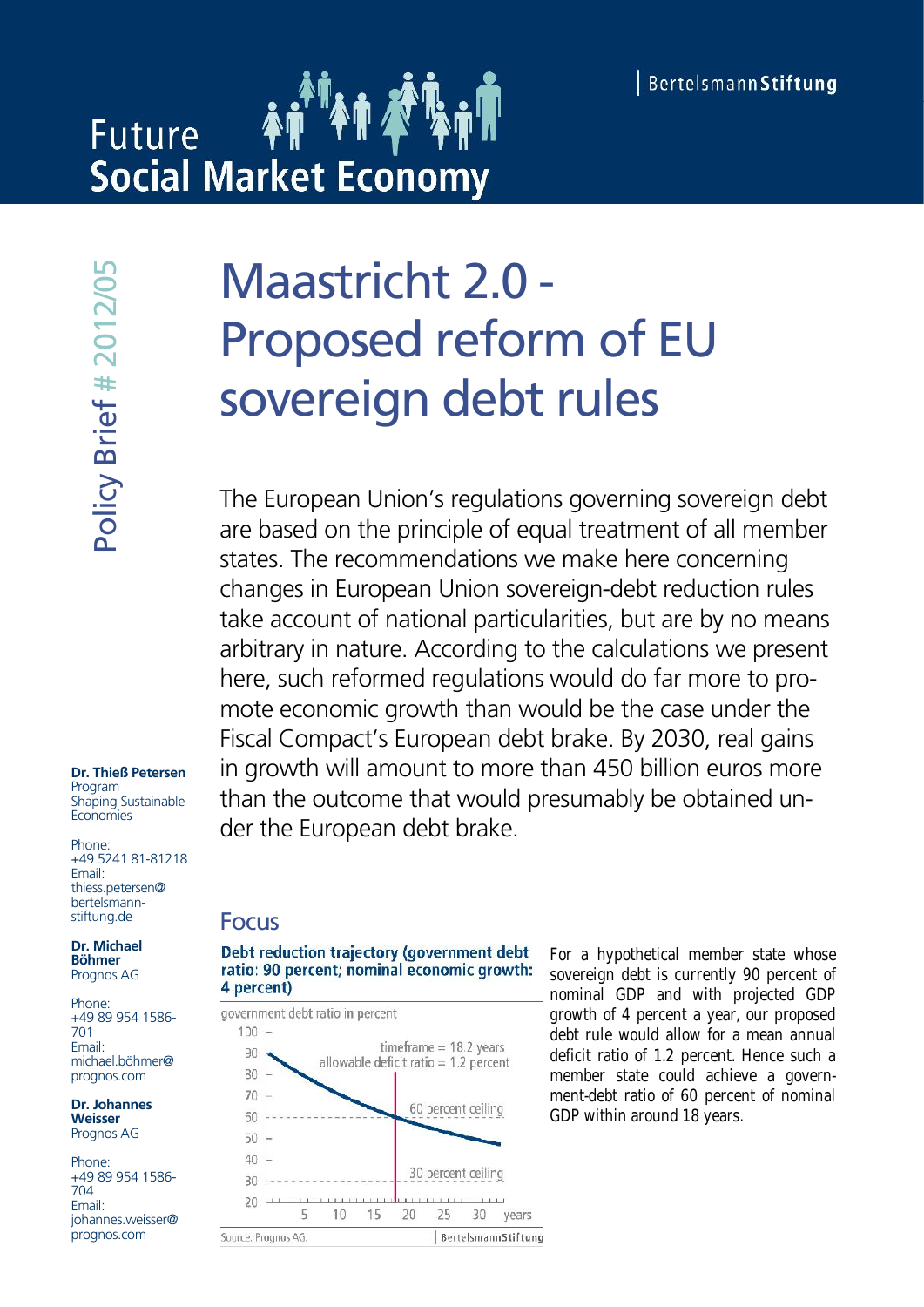Bertelsmann**Stiftung**

Future
**Social Market Economy**

Policy Brief # 2012/05

# Maastricht 2.0 - Proposed reform of EU sovereign debt rules

The European Union's regulations governing sovereign debt are based on the principle of equal treatment of all member states. The recommendations we make here concerning changes in European Union sovereign-debt reduction rules take account of national particularities, but are by no means arbitrary in nature. According to the calculations we present here, such reformed regulations would do far more to promote economic growth than would be the case under the Fiscal Compact's European debt brake. By 2030, real gains in growth will amount to more than 450 billion euros more than the outcome that would presumably be obtained under the European debt brake.

**Dr. Thieß Petersen**
Program
Shaping Sustainable Economies

Phone:
+49 5241 81-81218
Email:
thiess.petersen@bertelsmann-stiftung.de

**Dr. Michael Böhmer**
Prognos AG

Phone:
+49 89 954 1586-701
Email:
michael.böhmer@prognos.com

**Dr. Johannes Weisser**
Prognos AG

Phone:
+49 89 954 1586-704
Email:
johannes.weisser@prognos.com

## Focus

**Debt reduction trajectory (government debt ratio: 90 percent; nominal economic growth: 4 percent)**

government debt ratio in percent

timeframe = 18.2 years
allowable deficit ratio = 1.2 percent
60 percent ceiling
30 percent ceiling
years

Source: Prognos AG.

For a hypothetical member state whose sovereign debt is currently 90 percent of nominal GDP and with projected GDP growth of 4 percent a year, our proposed debt rule would allow for a mean annual deficit ratio of 1.2 percent. Hence such a member state could achieve a government-debt ratio of 60 percent of nominal GDP within around 18 years.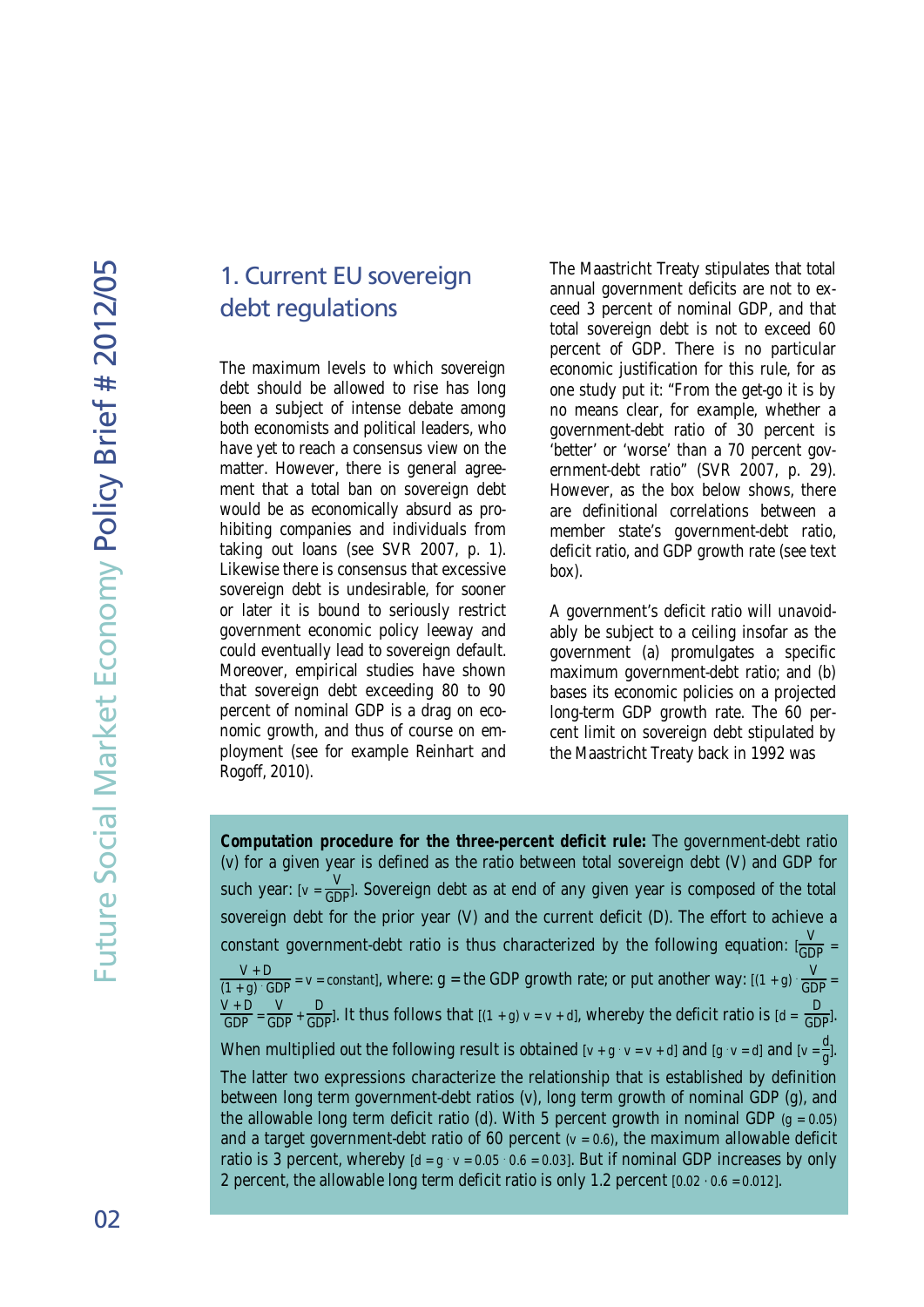## 1. Current EU sovereign debt regulations

The maximum levels to which sovereign debt should be allowed to rise has long been a subject of intense debate among both economists and political leaders, who have yet to reach a consensus view on the matter. However, there is general agreement that a total ban on sovereign debt would be as economically absurd as prohibiting companies and individuals from taking out loans (see SVR 2007, p. 1). Likewise there is consensus that excessive sovereign debt is undesirable, for sooner or later it is bound to seriously restrict government economic policy leeway and could eventually lead to sovereign default. Moreover, empirical studies have shown that sovereign debt exceeding 80 to 90 percent of nominal GDP is a drag on economic growth, and thus of course on employment (see for example Reinhart and Rogoff, 2010).

The Maastricht Treaty stipulates that total annual government deficits are not to exceed 3 percent of nominal GDP, and that total sovereign debt is not to exceed 60 percent of GDP. There is no particular economic justification for this rule, for as one study put it: "From the get-go it is by no means clear, for example, whether a government-debt ratio of 30 percent is 'better' or 'worse' than a 70 percent government-debt ratio" (SVR 2007, p. 29). However, as the box below shows, there are definitional correlations between a member state's government-debt ratio, deficit ratio, and GDP growth rate (see text box).

A government's deficit ratio will unavoidably be subject to a ceiling insofar as the government (a) promulgates a specific maximum government-debt ratio; and (b) bases its economic policies on a projected long-term GDP growth rate. The 60 percent limit on sovereign debt stipulated by the Maastricht Treaty back in 1992 was

**Computation procedure for the three-percent deficit rule:** The government-debt ratio (v) for a given year is defined as the ratio between total sovereign debt (V) and GDP for such year: [$v = \frac{V}{GDP}$]. Sovereign debt as at end of any given year is composed of the total sovereign debt for the prior year (V) and the current deficit (D). The effort to achieve a constant government-debt ratio is thus characterized by the following equation: [$\frac{V}{GDP} = \frac{V+D}{(1+g) \cdot GDP} = v = \text{constant}$], where: g = the GDP growth rate; or put another way: [$(1+g) \cdot \frac{V}{GDP} = \frac{V+D}{GDP} = \frac{V}{GDP} + \frac{D}{GDP}$]. It thus follows that [$(1+g)\, v = v + d$], whereby the deficit ratio is [$d = \frac{D}{GDP}$]. When multiplied out the following result is obtained [$v + g \cdot v = v + d$] and [$g \cdot v = d$] and [$v = \frac{d}{g}$]. The latter two expressions characterize the relationship that is established by definition between long term government-debt ratios (v), long term growth of nominal GDP (g), and the allowable long term deficit ratio (d). With 5 percent growth in nominal GDP ($g = 0.05$) and a target government-debt ratio of 60 percent ($v = 0.6$), the maximum allowable deficit ratio is 3 percent, whereby [$d = g \cdot v = 0.05 \cdot 0.6 = 0.03$]. But if nominal GDP increases by only 2 percent, the allowable long term deficit ratio is only 1.2 percent [$0.02 \cdot 0.6 = 0.012$].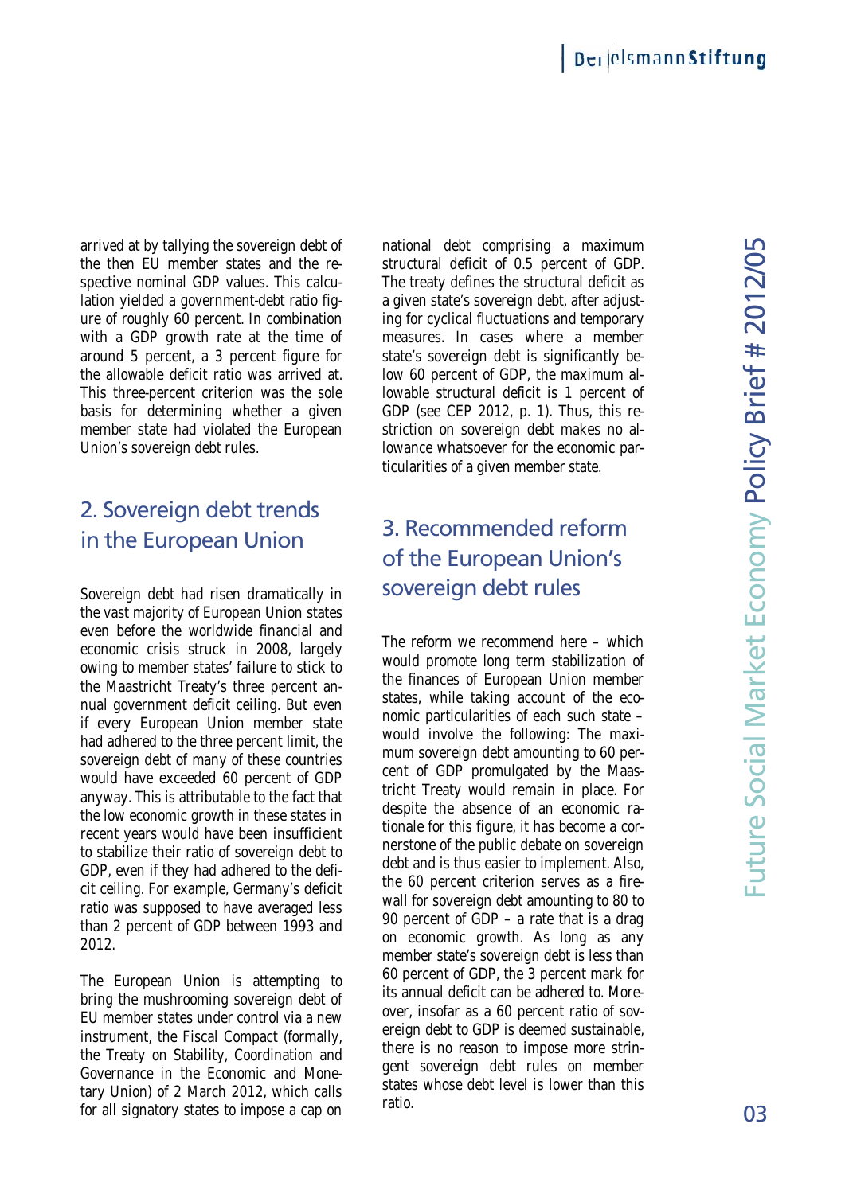arrived at by tallying the sovereign debt of the then EU member states and the respective nominal GDP values. This calculation yielded a government-debt ratio figure of roughly 60 percent. In combination with a GDP growth rate at the time of around 5 percent, a 3 percent figure for the allowable deficit ratio was arrived at. This three-percent criterion was the sole basis for determining whether a given member state had violated the European Union's sovereign debt rules.

## 2. Sovereign debt trends in the European Union

Sovereign debt had risen dramatically in the vast majority of European Union states even before the worldwide financial and economic crisis struck in 2008, largely owing to member states' failure to stick to the Maastricht Treaty's three percent annual government deficit ceiling. But even if every European Union member state had adhered to the three percent limit, the sovereign debt of many of these countries would have exceeded 60 percent of GDP anyway. This is attributable to the fact that the low economic growth in these states in recent years would have been insufficient to stabilize their ratio of sovereign debt to GDP, even if they had adhered to the deficit ceiling. For example, Germany's deficit ratio was supposed to have averaged less than 2 percent of GDP between 1993 and 2012.

The European Union is attempting to bring the mushrooming sovereign debt of EU member states under control via a new instrument, the Fiscal Compact (formally, the Treaty on Stability, Coordination and Governance in the Economic and Monetary Union) of 2 March 2012, which calls for all signatory states to impose a cap on national debt comprising a maximum structural deficit of 0.5 percent of GDP. The treaty defines the structural deficit as a given state's sovereign debt, after adjusting for cyclical fluctuations and temporary measures. In cases where a member state's sovereign debt is significantly below 60 percent of GDP, the maximum allowable structural deficit is 1 percent of GDP (see CEP 2012, p. 1). Thus, this restriction on sovereign debt makes no allowance whatsoever for the economic particularities of a given member state.

## 3. Recommended reform of the European Union's sovereign debt rules

The reform we recommend here – which would promote long term stabilization of the finances of European Union member states, while taking account of the economic particularities of each such state – would involve the following: The maximum sovereign debt amounting to 60 percent of GDP promulgated by the Maastricht Treaty would remain in place. For despite the absence of an economic rationale for this figure, it has become a cornerstone of the public debate on sovereign debt and is thus easier to implement. Also, the 60 percent criterion serves as a firewall for sovereign debt amounting to 80 to 90 percent of GDP – a rate that is a drag on economic growth. As long as any member state's sovereign debt is less than 60 percent of GDP, the 3 percent mark for its annual deficit can be adhered to. Moreover, insofar as a 60 percent ratio of sovereign debt to GDP is deemed sustainable, there is no reason to impose more stringent sovereign debt rules on member states whose debt level is lower than this ratio.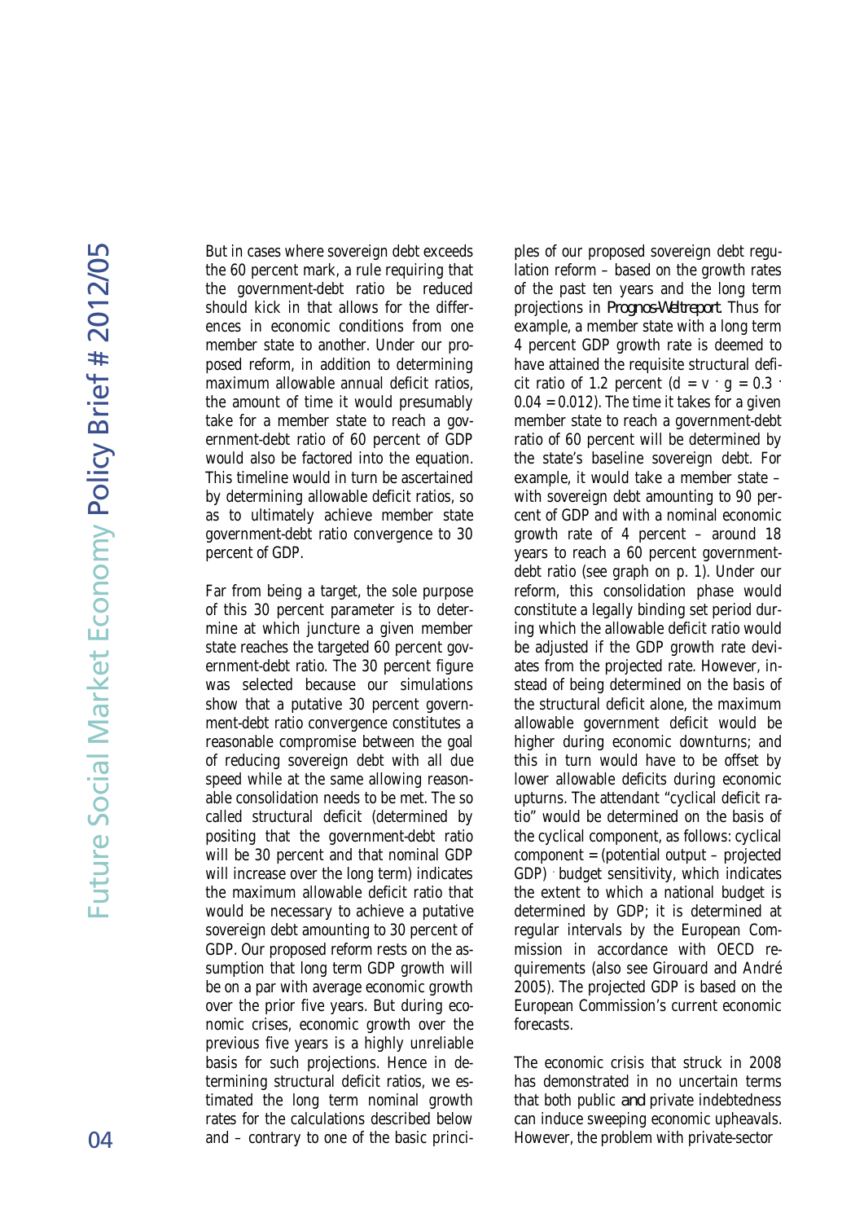But in cases where sovereign debt exceeds the 60 percent mark, a rule requiring that the government-debt ratio be reduced should kick in that allows for the differences in economic conditions from one member state to another. Under our proposed reform, in addition to determining maximum allowable annual deficit ratios, the amount of time it would presumably take for a member state to reach a government-debt ratio of 60 percent of GDP would also be factored into the equation. This timeline would in turn be ascertained by determining allowable deficit ratios, so as to ultimately achieve member state government-debt ratio convergence to 30 percent of GDP.

Far from being a target, the sole purpose of this 30 percent parameter is to determine at which juncture a given member state reaches the targeted 60 percent government-debt ratio. The 30 percent figure was selected because our simulations show that a putative 30 percent government-debt ratio convergence constitutes a reasonable compromise between the goal of reducing sovereign debt with all due speed while at the same allowing reasonable consolidation needs to be met. The so called structural deficit (determined by positing that the government-debt ratio will be 30 percent and that nominal GDP will increase over the long term) indicates the maximum allowable deficit ratio that would be necessary to achieve a putative sovereign debt amounting to 30 percent of GDP. Our proposed reform rests on the assumption that long term GDP growth will be on a par with average economic growth over the prior five years. But during economic crises, economic growth over the previous five years is a highly unreliable basis for such projections. Hence in determining structural deficit ratios, we estimated the long term nominal growth rates for the calculations described below and – contrary to one of the basic principles of our proposed sovereign debt regulation reform – based on the growth rates of the past ten years and the long term projections in *Prognos-Weltreport*. Thus for example, a member state with a long term 4 percent GDP growth rate is deemed to have attained the requisite structural deficit ratio of 1.2 percent ($d = v \cdot g = 0.3 \cdot 0.04 = 0.012$). The time it takes for a given member state to reach a government-debt ratio of 60 percent will be determined by the state's baseline sovereign debt. For example, it would take a member state – with sovereign debt amounting to 90 percent of GDP and with a nominal economic growth rate of 4 percent – around 18 years to reach a 60 percent government-debt ratio (see graph on p. 1). Under our reform, this consolidation phase would constitute a legally binding set period during which the allowable deficit ratio would be adjusted if the GDP growth rate deviates from the projected rate. However, instead of being determined on the basis of the structural deficit alone, the maximum allowable government deficit would be higher during economic downturns; and this in turn would have to be offset by lower allowable deficits during economic upturns. The attendant "cyclical deficit ratio" would be determined on the basis of the cyclical component, as follows: cyclical component = (potential output – projected GDP) · budget sensitivity, which indicates the extent to which a national budget is determined by GDP; it is determined at regular intervals by the European Commission in accordance with OECD requirements (also see Girouard and André 2005). The projected GDP is based on the European Commission's current economic forecasts.

The economic crisis that struck in 2008 has demonstrated in no uncertain terms that both public *and* private indebtedness can induce sweeping economic upheavals. However, the problem with private-sector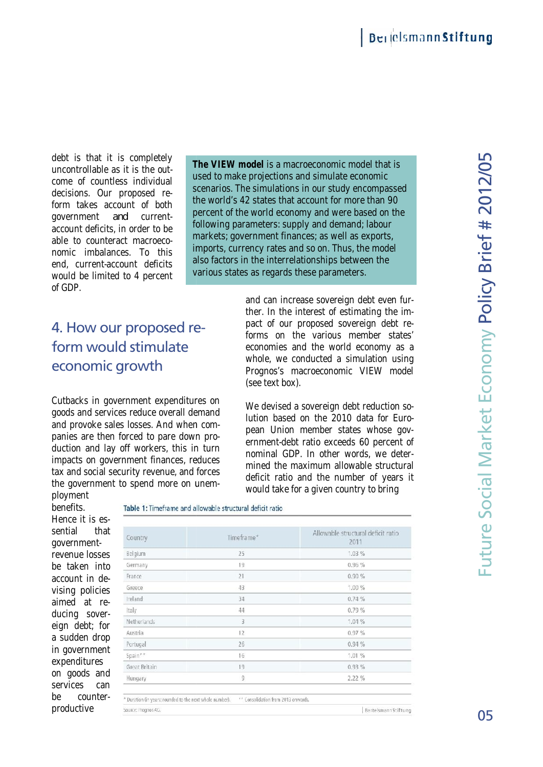debt is that it is completely uncontrollable as it is the outcome of countless individual decisions. Our proposed reform takes account of both government and current-account deficits, in order to be able to counteract macroeconomic imbalances. To this end, current-account deficits would be limited to 4 percent of GDP.

**The VIEW model** is a macroeconomic model that is used to make projections and simulate economic scenarios. The simulations in our study encompassed the world's 42 states that account for more than 90 percent of the world economy and were based on the following parameters: supply and demand; labour markets; government finances; as well as exports, imports, currency rates and so on. Thus, the model also factors in the interrelationships between the various states as regards these parameters.

## 4. How our proposed reform would stimulate economic growth

Cutbacks in government expenditures on goods and services reduce overall demand and provoke sales losses. And when companies are then forced to pare down production and lay off workers, this in turn impacts on government finances, reduces tax and social security revenue, and forces the government to spend more on unemployment benefits. Hence it is essential that government-revenue losses be taken into account in devising policies aimed at reducing sovereign debt; for a sudden drop in government expenditures on goods and services can be counterproductive and can increase sovereign debt even further. In the interest of estimating the impact of our proposed sovereign debt reforms on the various member states' economies and the world economy as a whole, we conducted a simulation using Prognos's macroeconomic VIEW model (see text box).

We devised a sovereign debt reduction solution based on the 2010 data for European Union member states whose government-debt ratio exceeds 60 percent of nominal GDP. In other words, we determined the maximum allowable structural deficit ratio and the number of years it would take for a given country to bring

**Table 1:** Timeframe and allowable structural deficit ratio

| Country | Timeframe* | Allowable structural deficit ratio 2011 |
|---|---|---|
| Belgium | 25 | 1.03 % |
| Germany | 19 | 0.96 % |
| France | 21 | 0.90 % |
| Greece | 43 | 1.00 % |
| Ireland | 34 | 0.74 % |
| Italy | 44 | 0.79 % |
| Netherlands | 3 | 1.04 % |
| Austria | 12 | 0.97 % |
| Portugal | 26 | 0.94 % |
| Spain** | 16 | 1.01 % |
| Great Britain | 19 | 0.93 % |
| Hungary | 9 | 2.22 % |

\* Duration (in years; rounded to the next whole number). \*\* Consolidation from 2013 onwards.

Source: Prognos AG.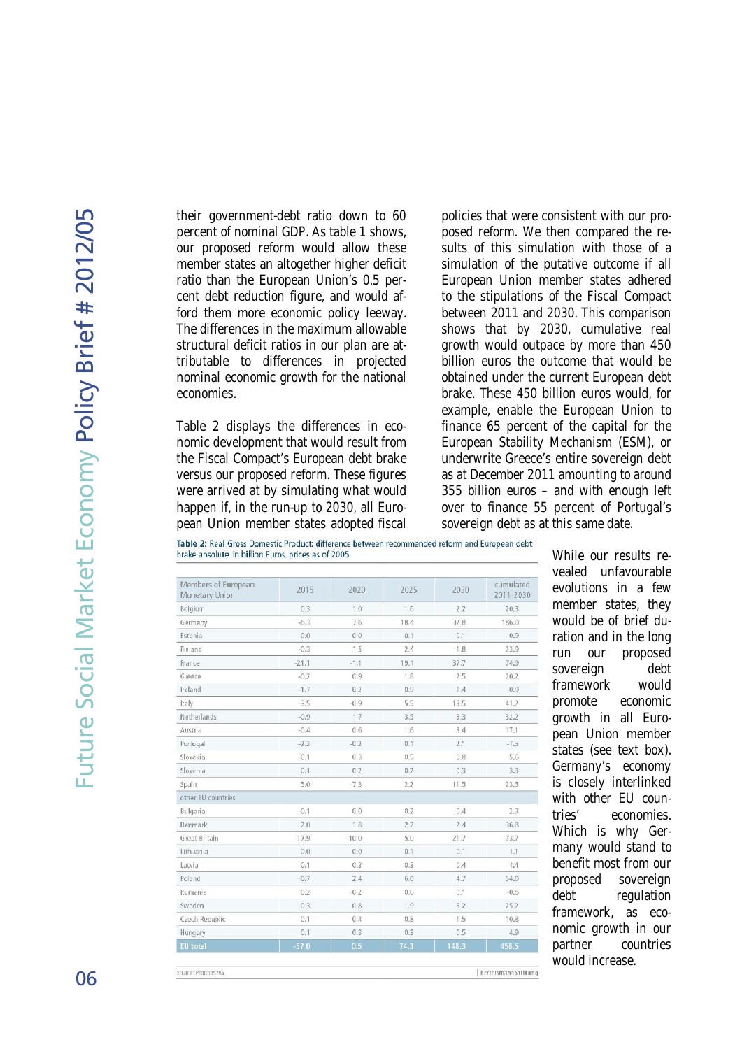their government-debt ratio down to 60 percent of nominal GDP. As table 1 shows, our proposed reform would allow these member states an altogether higher deficit ratio than the European Union's 0.5 percent debt reduction figure, and would afford them more economic policy leeway. The differences in the maximum allowable structural deficit ratios in our plan are attributable to differences in projected nominal economic growth for the national economies.

Table 2 displays the differences in economic development that would result from the Fiscal Compact's European debt brake versus our proposed reform. These figures were arrived at by simulating what would happen if, in the run-up to 2030, all European Union member states adopted fiscal policies that were consistent with our proposed reform. We then compared the results of this simulation with those of a simulation of the putative outcome if all European Union member states adhered to the stipulations of the Fiscal Compact between 2011 and 2030. This comparison shows that by 2030, cumulative real growth would outpace by more than 450 billion euros the outcome that would be obtained under the current European debt brake. These 450 billion euros would, for example, enable the European Union to finance 65 percent of the capital for the European Stability Mechanism (ESM), or underwrite Greece's entire sovereign debt as at December 2011 amounting to around 355 billion euros – and with enough left over to finance 55 percent of Portugal's sovereign debt as at this same date.

Table 2: Real Gross Domestic Product: difference between recommended reform and European debt brake absolute, in billion Euros, prices as of 2005

| Members of European Monetary Union | 2015 | 2020 | 2025 | 2030 | cumulated 2011-2030 |
|---|---|---|---|---|---|
| Belgium | 0.3 | 1.0 | 1.6 | 2.2 | 20.3 |
| Germany | -6.3 | 7.6 | 18.4 | 32.8 | 186.0 |
| Estonia | 0.0 | 0.0 | 0.1 | 0.1 | 0.9 |
| Finland | -0.3 | 1.5 | 2.4 | 1.8 | 23.9 |
| France | -21.1 | -1.1 | 19.1 | 37.7 | 74.9 |
| Greece | -0.2 | 0.9 | 1.8 | 2.5 | 20.2 |
| Ireland | -1.7 | 0.2 | 0.9 | 1.4 | -0.9 |
| Italy | -3.5 | -0.9 | 5.5 | 13.5 | 41.2 |
| Netherlands | -0.9 | 1.7 | 3.5 | 3.3 | 32.2 |
| Austria | -0.4 | 0.6 | 1.6 | 3.4 | 17.1 |
| Portugal | -2.2 | -0.3 | 0.1 | 2.1 | -7.5 |
| Slovakia | 0.1 | 0.3 | 0.5 | 0.8 | 5.6 |
| Slovenia | 0.1 | 0.2 | 0.2 | 0.3 | 3.3 |
| Spain | -5.0 | -7.3 | 2.2 | 11.5 | -23.5 |
| other EU countries | | | | | |
| Bulgaria | -0.1 | 0.0 | 0.2 | 0.4 | 2.3 |
| Denmark | 2.0 | 1.8 | 2.2 | 2.4 | 36.8 |
| Great Britain | -17.9 | -10.0 | 5.0 | 21.7 | -73.7 |
| Lithuania | 0.0 | 0.0 | 0.1 | 0.1 | 1.1 |
| Latvia | 0.1 | 0.3 | 0.3 | 0.4 | 4.4 |
| Poland | -0.7 | 2.4 | 6.0 | 4.7 | 54.0 |
| Rumania | 0.2 | -0.2 | 0.0 | 0.1 | -0.6 |
| Sweden | 0.3 | 0.8 | 1.9 | 3.2 | 25.2 |
| Czech Republic | 0.1 | 0.4 | 0.8 | 1.5 | 10.8 |
| Hungary | 0.1 | 0.3 | 0.3 | 0.5 | 4.9 |
| **EU total** | **-57.0** | **0.5** | **74.3** | **148.3** | **458.5** |

Source: Prognos AG | Bertelsmann Stiftung

While our results revealed unfavourable evolutions in a few member states, they would be of brief duration and in the long run our proposed sovereign debt framework would promote economic growth in all European Union member states (see text box). Germany's economy is closely interlinked with other EU countries' economies. Which is why Germany would stand to benefit most from our proposed sovereign debt regulation framework, as economic growth in our partner countries would increase.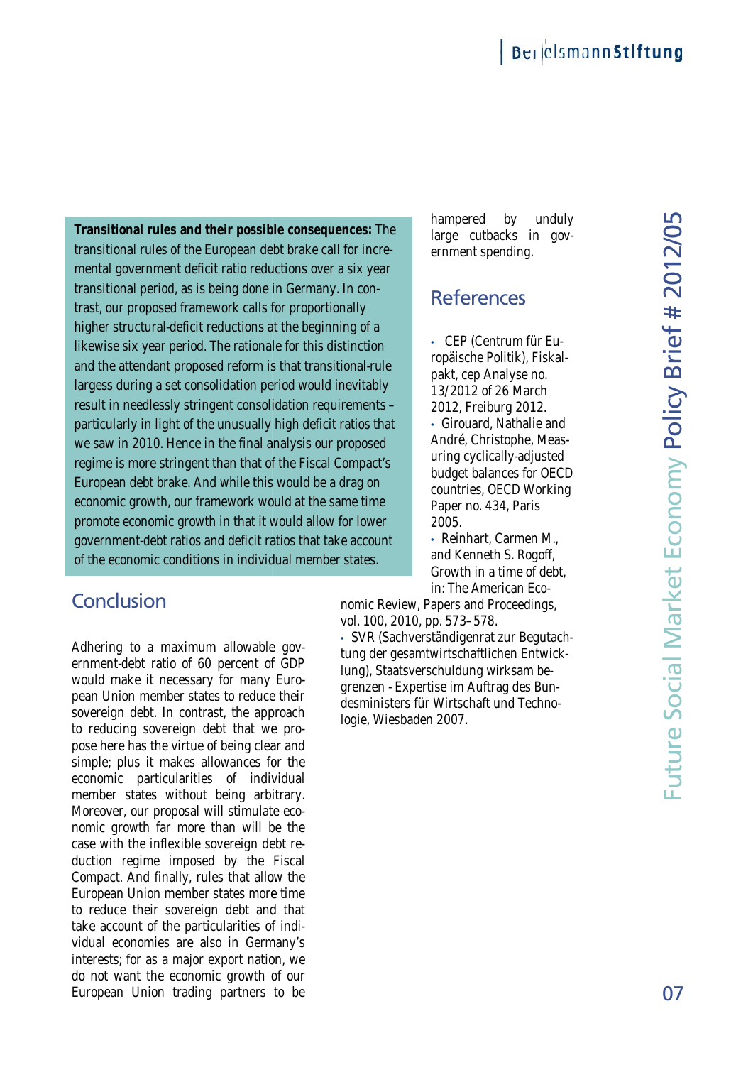**Transitional rules and their possible consequences:** The transitional rules of the European debt brake call for incremental government deficit ratio reductions over a six year transitional period, as is being done in Germany. In contrast, our proposed framework calls for proportionally higher structural-deficit reductions at the beginning of a likewise six year period. The rationale for this distinction and the attendant proposed reform is that transitional-rule largess during a set consolidation period would inevitably result in needlessly stringent consolidation requirements – particularly in light of the unusually high deficit ratios that we saw in 2010. Hence in the final analysis our proposed regime is more stringent than that of the Fiscal Compact's European debt brake. And while this would be a drag on economic growth, our framework would at the same time promote economic growth in that it would allow for lower government-debt ratios and deficit ratios that take account of the economic conditions in individual member states.

## Conclusion

Adhering to a maximum allowable government-debt ratio of 60 percent of GDP would make it necessary for many European Union member states to reduce their sovereign debt. In contrast, the approach to reducing sovereign debt that we propose here has the virtue of being clear and simple; plus it makes allowances for the economic particularities of individual member states without being arbitrary. Moreover, our proposal will stimulate economic growth far more than will be the case with the inflexible sovereign debt reduction regime imposed by the Fiscal Compact. And finally, rules that allow the European Union member states more time to reduce their sovereign debt and that take account of the particularities of individual economies are also in Germany's interests; for as a major export nation, we do not want the economic growth of our European Union trading partners to be hampered by unduly large cutbacks in government spending.

## References

- CEP (Centrum für Europäische Politik), Fiskalpakt, cep Analyse no. 13/2012 of 26 March 2012, Freiburg 2012.
- Girouard, Nathalie and André, Christophe, Measuring cyclically-adjusted budget balances for OECD countries, OECD Working Paper no. 434, Paris 2005.
- Reinhart, Carmen M., and Kenneth S. Rogoff, Growth in a time of debt, in: The American Economic Review, Papers and Proceedings, vol. 100, 2010, pp. 573–578.
- SVR (Sachverständigenrat zur Begutachtung der gesamtwirtschaftlichen Entwicklung), Staatsverschuldung wirksam begrenzen - Expertise im Auftrag des Bundesministers für Wirtschaft und Technologie, Wiesbaden 2007.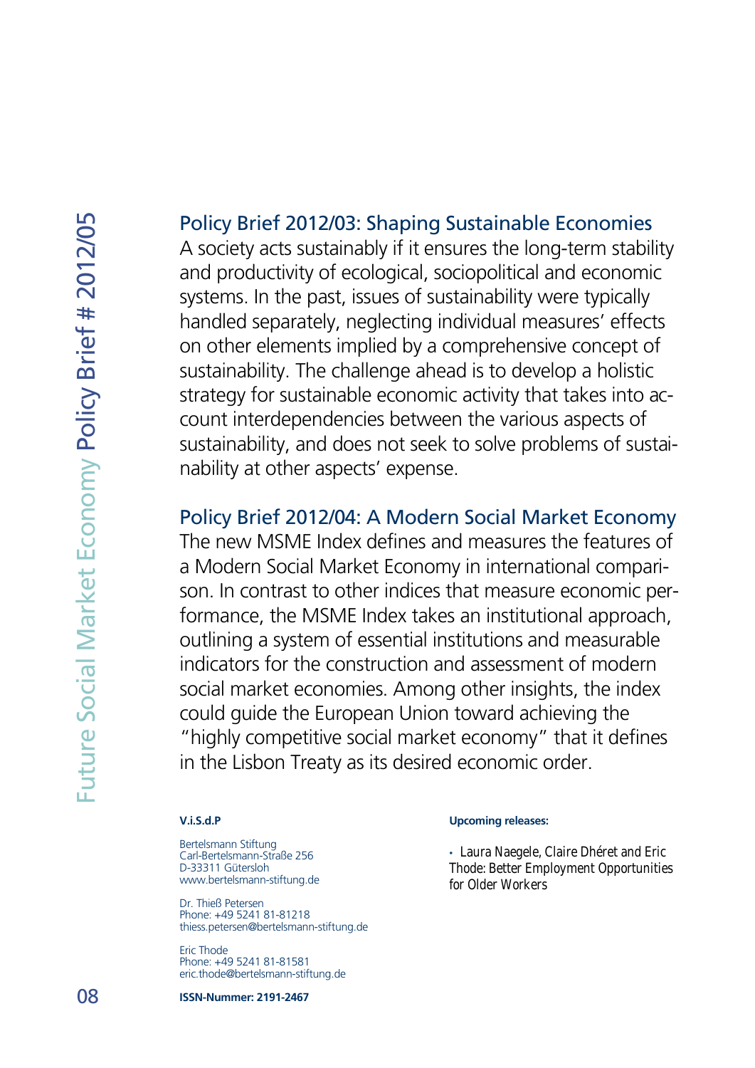## Policy Brief 2012/03: Shaping Sustainable Economies

A society acts sustainably if it ensures the long-term stability and productivity of ecological, sociopolitical and economic systems. In the past, issues of sustainability were typically handled separately, neglecting individual measures' effects on other elements implied by a comprehensive concept of sustainability. The challenge ahead is to develop a holistic strategy for sustainable economic activity that takes into account interdependencies between the various aspects of sustainability, and does not seek to solve problems of sustainability at other aspects' expense.

## Policy Brief 2012/04: A Modern Social Market Economy

The new MSME Index defines and measures the features of a Modern Social Market Economy in international comparison. In contrast to other indices that measure economic performance, the MSME Index takes an institutional approach, outlining a system of essential institutions and measurable indicators for the construction and assessment of modern social market economies. Among other insights, the index could guide the European Union toward achieving the "highly competitive social market economy" that it defines in the Lisbon Treaty as its desired economic order.

**V.i.S.d.P**

Bertelsmann Stiftung
Carl-Bertelsmann-Straße 256
D-33311 Gütersloh
www.bertelsmann-stiftung.de

Dr. Thieß Petersen
Phone: +49 5241 81-81218
thiess.petersen@bertelsmann-stiftung.de

Eric Thode
Phone: +49 5241 81-81581
eric.thode@bertelsmann-stiftung.de

**ISSN-Nummer: 2191-2467**

**Upcoming releases:**

- Laura Naegele, Claire Dhéret and Eric Thode: Better Employment Opportunities for Older Workers